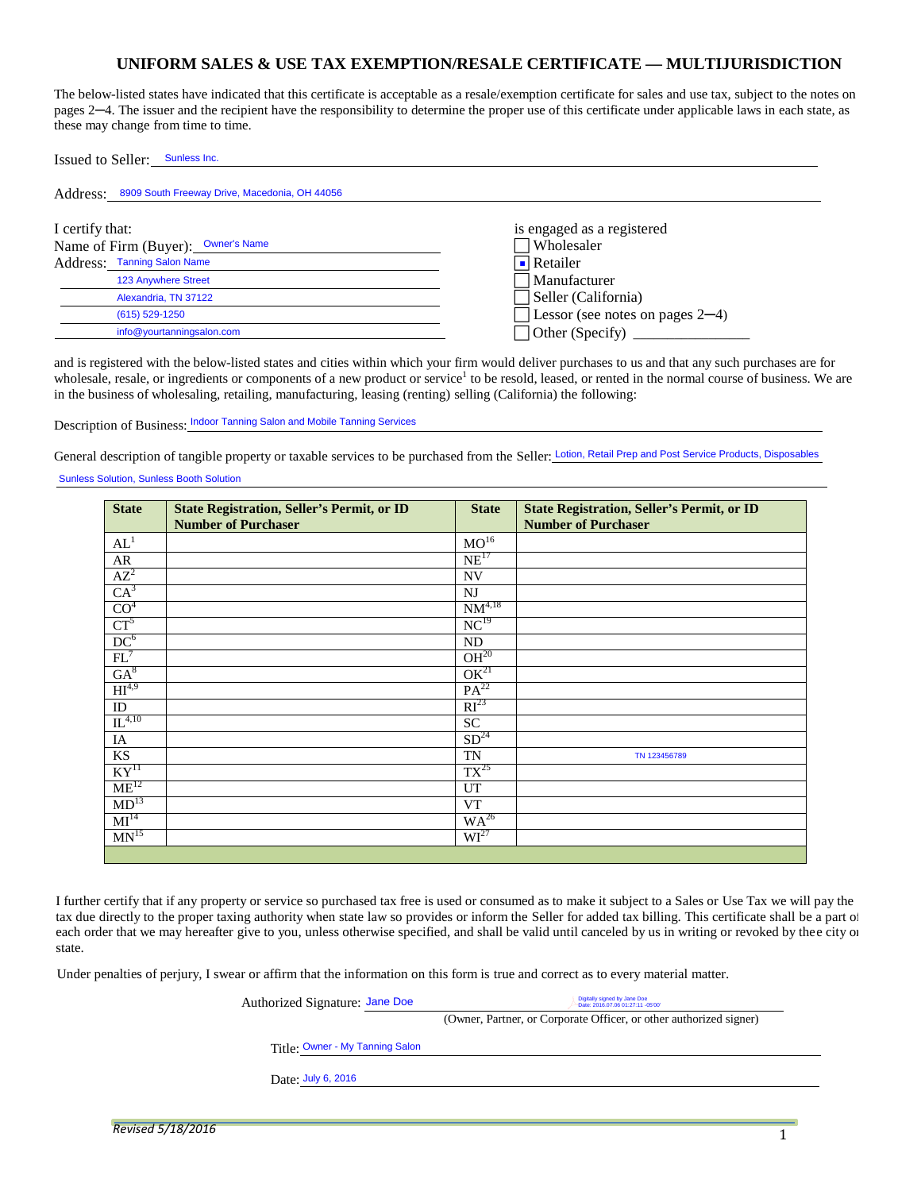# UNIFORM SALES & USE TAX EXEMPTION/RESALE CERTIFICATE — MULTIJURISDICTION

The below-listed states have indicated that this certificate is acceptable as a resale/exemption certificate for sales and use tax, subject to the notes on pages 2–4. The issuer and the recipient have the responsibility to determine the proper use of this certificate under applicable laws in each state, as these may change from time to time.

Issued to Seller: Sunless Inc.

Address: 8909 South Freeway Drive, Macedonia, OH 44056

I certify that:

Name of Firm (Buyer): Owner's Name

Address: Tanning Salon Name
123 Anywhere Street
Alexandria, TN 37122
(615) 529-1250
info@yourtanningsalon.com

is engaged as a registered

- [ ] Wholesaler
- [x] Retailer
- [ ] Manufacturer
- [ ] Seller (California)
- [ ] Lessor (see notes on pages 2–4)
- [ ] Other (Specify) ______________

and is registered with the below-listed states and cities within which your firm would deliver purchases to us and that any such purchases are for wholesale, resale, or ingredients or components of a new product or service[1] to be resold, leased, or rented in the normal course of business. We are in the business of wholesaling, retailing, manufacturing, leasing (renting) selling (California) the following:

Description of Business: Indoor Tanning Salon and Mobile Tanning Services

General description of tangible property or taxable services to be purchased from the Seller: Lotion, Retail Prep and Post Service Products, Disposables Sunless Solution, Sunless Booth Solution

| State | State Registration, Seller's Permit, or ID Number of Purchaser | State | State Registration, Seller's Permit, or ID Number of Purchaser |
|---|---|---|---|
| AL[1] | | MO[16] | |
| AR | | NE[17] | |
| AZ[2] | | NV | |
| CA[3] | | NJ | |
| CO[4] | | NM[4,18] | |
| CT[5] | | NC[19] | |
| DC[6] | | ND | |
| FL[7] | | OH[20] | |
| GA[8] | | OK[21] | |
| HI[4,9] | | PA[22] | |
| ID | | RI[23] | |
| IL[4,10] | | SC | |
| IA | | SD[24] | |
| KS | | TN | TN 123456789 |
| KY[11] | | TX[25] | |
| ME[12] | | UT | |
| MD[13] | | VT | |
| MI[14] | | WA[26] | |
| MN[15] | | WI[27] | |

I further certify that if any property or service so purchased tax free is used or consumed as to make it subject to a Sales or Use Tax we will pay the tax due directly to the proper taxing authority when state law so provides or inform the Seller for added tax billing. This certificate shall be a part of each order that we may hereafter give to you, unless otherwise specified, and shall be valid until canceled by us in writing or revoked by thee city or state.

Under penalties of perjury, I swear or affirm that the information on this form is true and correct as to every material matter.

Authorized Signature: Jane Doe    Digitally signed by Jane Doe Date: 2016.07.06 01:27:11 -05'00'
(Owner, Partner, or Corporate Officer, or other authorized signer)

Title: Owner - My Tanning Salon

Date: July 6, 2016

*Revised 5/18/2016*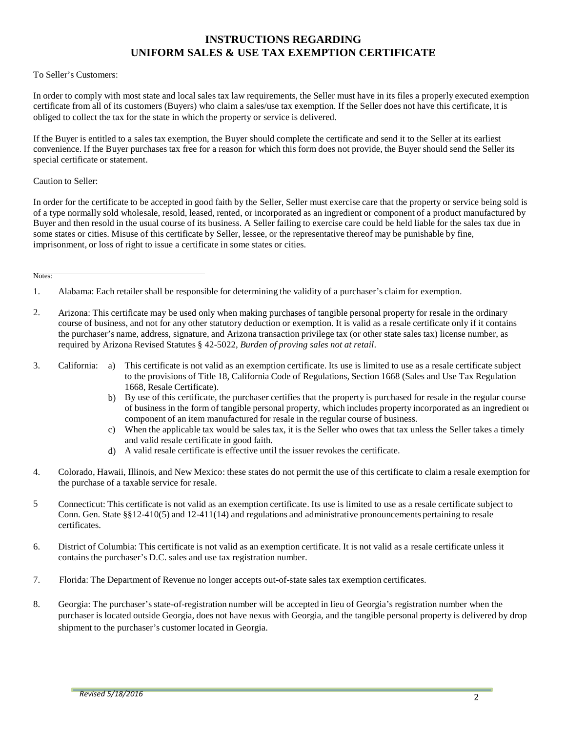# INSTRUCTIONS REGARDING UNIFORM SALES & USE TAX EXEMPTION CERTIFICATE

To Seller's Customers:

In order to comply with most state and local sales tax law requirements, the Seller must have in its files a properly executed exemption certificate from all of its customers (Buyers) who claim a sales/use tax exemption. If the Seller does not have this certificate, it is obliged to collect the tax for the state in which the property or service is delivered.

If the Buyer is entitled to a sales tax exemption, the Buyer should complete the certificate and send it to the Seller at its earliest convenience. If the Buyer purchases tax free for a reason for which this form does not provide, the Buyer should send the Seller its special certificate or statement.

Caution to Seller:

In order for the certificate to be accepted in good faith by the Seller, Seller must exercise care that the property or service being sold is of a type normally sold wholesale, resold, leased, rented, or incorporated as an ingredient or component of a product manufactured by Buyer and then resold in the usual course of its business. A Seller failing to exercise care could be held liable for the sales tax due in some states or cities. Misuse of this certificate by Seller, lessee, or the representative thereof may be punishable by fine, imprisonment, or loss of right to issue a certificate in some states or cities.

Notes:

1. Alabama: Each retailer shall be responsible for determining the validity of a purchaser's claim for exemption.

2. Arizona: This certificate may be used only when making purchases of tangible personal property for resale in the ordinary course of business, and not for any other statutory deduction or exemption. It is valid as a resale certificate only if it contains the purchaser's name, address, signature, and Arizona transaction privilege tax (or other state sales tax) license number, as required by Arizona Revised Statutes § 42-5022, *Burden of proving sales not at retail*.

3. California:
   a) This certificate is not valid as an exemption certificate. Its use is limited to use as a resale certificate subject to the provisions of Title 18, California Code of Regulations, Section 1668 (Sales and Use Tax Regulation 1668, Resale Certificate).
   b) By use of this certificate, the purchaser certifies that the property is purchased for resale in the regular course of business in the form of tangible personal property, which includes property incorporated as an ingredient or component of an item manufactured for resale in the regular course of business.
   c) When the applicable tax would be sales tax, it is the Seller who owes that tax unless the Seller takes a timely and valid resale certificate in good faith.
   d) A valid resale certificate is effective until the issuer revokes the certificate.

4. Colorado, Hawaii, Illinois, and New Mexico: these states do not permit the use of this certificate to claim a resale exemption for the purchase of a taxable service for resale.

5. Connecticut: This certificate is not valid as an exemption certificate. Its use is limited to use as a resale certificate subject to Conn. Gen. State §§12-410(5) and 12-411(14) and regulations and administrative pronouncements pertaining to resale certificates.

6. District of Columbia: This certificate is not valid as an exemption certificate. It is not valid as a resale certificate unless it contains the purchaser's D.C. sales and use tax registration number.

7. Florida: The Department of Revenue no longer accepts out-of-state sales tax exemption certificates.

8. Georgia: The purchaser's state-of-registration number will be accepted in lieu of Georgia's registration number when the purchaser is located outside Georgia, does not have nexus with Georgia, and the tangible personal property is delivered by drop shipment to the purchaser's customer located in Georgia.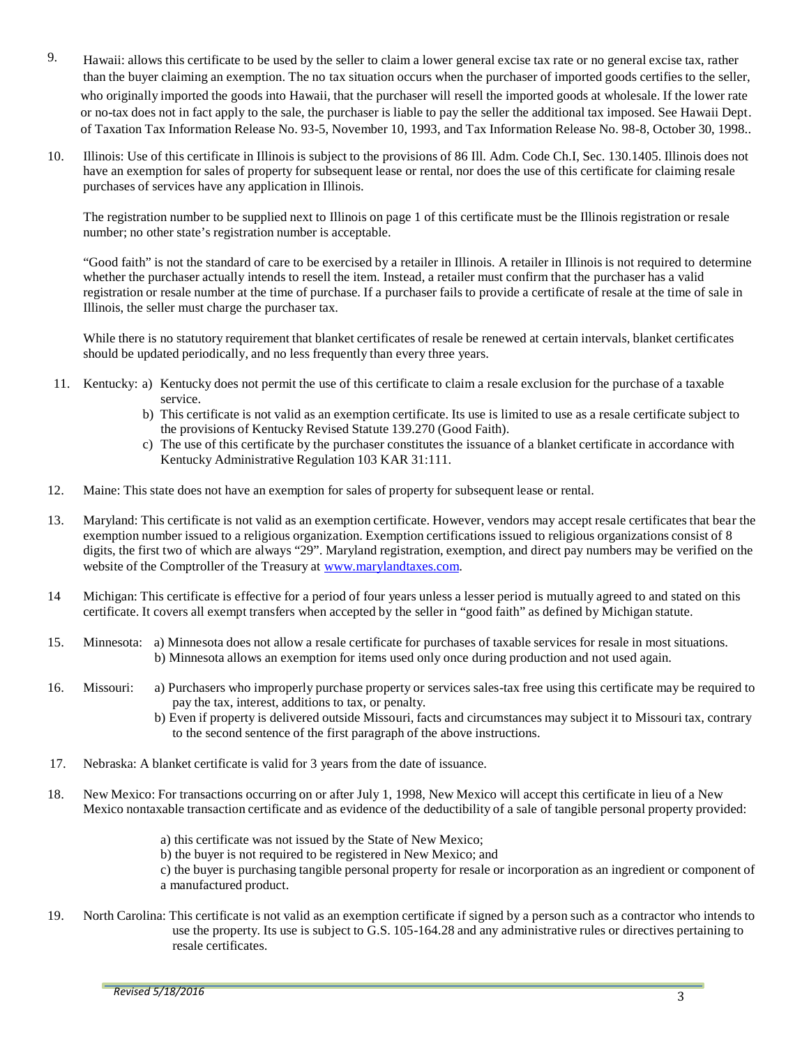9. Hawaii: allows this certificate to be used by the seller to claim a lower general excise tax rate or no general excise tax, rather than the buyer claiming an exemption. The no tax situation occurs when the purchaser of imported goods certifies to the seller, who originally imported the goods into Hawaii, that the purchaser will resell the imported goods at wholesale. If the lower rate or no-tax does not in fact apply to the sale, the purchaser is liable to pay the seller the additional tax imposed. See Hawaii Dept. of Taxation Tax Information Release No. 93-5, November 10, 1993, and Tax Information Release No. 98-8, October 30, 1998..

10. Illinois: Use of this certificate in Illinois is subject to the provisions of 86 Ill. Adm. Code Ch.I, Sec. 130.1405. Illinois does not have an exemption for sales of property for subsequent lease or rental, nor does the use of this certificate for claiming resale purchases of services have any application in Illinois.

    The registration number to be supplied next to Illinois on page 1 of this certificate must be the Illinois registration or resale number; no other state's registration number is acceptable.

    "Good faith" is not the standard of care to be exercised by a retailer in Illinois. A retailer in Illinois is not required to determine whether the purchaser actually intends to resell the item. Instead, a retailer must confirm that the purchaser has a valid registration or resale number at the time of purchase. If a purchaser fails to provide a certificate of resale at the time of sale in Illinois, the seller must charge the purchaser tax.

    While there is no statutory requirement that blanket certificates of resale be renewed at certain intervals, blanket certificates should be updated periodically, and no less frequently than every three years.

11. Kentucky:
    a) Kentucky does not permit the use of this certificate to claim a resale exclusion for the purchase of a taxable service.
    b) This certificate is not valid as an exemption certificate. Its use is limited to use as a resale certificate subject to the provisions of Kentucky Revised Statute 139.270 (Good Faith).
    c) The use of this certificate by the purchaser constitutes the issuance of a blanket certificate in accordance with Kentucky Administrative Regulation 103 KAR 31:111.

12. Maine: This state does not have an exemption for sales of property for subsequent lease or rental.

13. Maryland: This certificate is not valid as an exemption certificate. However, vendors may accept resale certificates that bear the exemption number issued to a religious organization. Exemption certifications issued to religious organizations consist of 8 digits, the first two of which are always "29". Maryland registration, exemption, and direct pay numbers may be verified on the website of the Comptroller of the Treasury at www.marylandtaxes.com.

14. Michigan: This certificate is effective for a period of four years unless a lesser period is mutually agreed to and stated on this certificate. It covers all exempt transfers when accepted by the seller in "good faith" as defined by Michigan statute.

15. Minnesota:
    a) Minnesota does not allow a resale certificate for purchases of taxable services for resale in most situations.
    b) Minnesota allows an exemption for items used only once during production and not used again.

16. Missouri:
    a) Purchasers who improperly purchase property or services sales-tax free using this certificate may be required to pay the tax, interest, additions to tax, or penalty.
    b) Even if property is delivered outside Missouri, facts and circumstances may subject it to Missouri tax, contrary to the second sentence of the first paragraph of the above instructions.

17. Nebraska: A blanket certificate is valid for 3 years from the date of issuance.

18. New Mexico: For transactions occurring on or after July 1, 1998, New Mexico will accept this certificate in lieu of a New Mexico nontaxable transaction certificate and as evidence of the deductibility of a sale of tangible personal property provided:

    a) this certificate was not issued by the State of New Mexico;
    b) the buyer is not required to be registered in New Mexico; and
    c) the buyer is purchasing tangible personal property for resale or incorporation as an ingredient or component of a manufactured product.

19. North Carolina: This certificate is not valid as an exemption certificate if signed by a person such as a contractor who intends to use the property. Its use is subject to G.S. 105-164.28 and any administrative rules or directives pertaining to resale certificates.

*Revised 5/18/2016*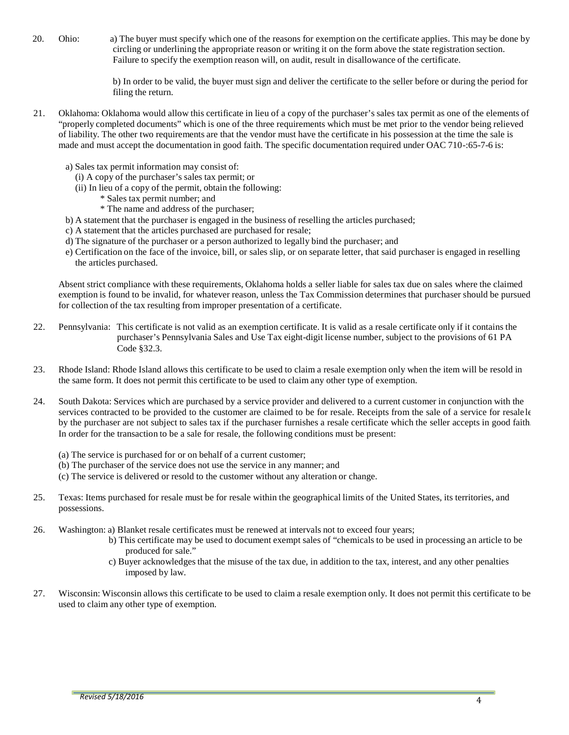20. Ohio: a) The buyer must specify which one of the reasons for exemption on the certificate applies. This may be done by circling or underlining the appropriate reason or writing it on the form above the state registration section. Failure to specify the exemption reason will, on audit, result in disallowance of the certificate.

    b) In order to be valid, the buyer must sign and deliver the certificate to the seller before or during the period for filing the return.

21. Oklahoma: Oklahoma would allow this certificate in lieu of a copy of the purchaser's sales tax permit as one of the elements of "properly completed documents" which is one of the three requirements which must be met prior to the vendor being relieved of liability. The other two requirements are that the vendor must have the certificate in his possession at the time the sale is made and must accept the documentation in good faith. The specific documentation required under OAC 710-:65-7-6 is:

    a) Sales tax permit information may consist of:
       (i) A copy of the purchaser's sales tax permit; or
       (ii) In lieu of a copy of the permit, obtain the following:
          * Sales tax permit number; and
          * The name and address of the purchaser;
    b) A statement that the purchaser is engaged in the business of reselling the articles purchased;
    c) A statement that the articles purchased are purchased for resale;
    d) The signature of the purchaser or a person authorized to legally bind the purchaser; and
    e) Certification on the face of the invoice, bill, or sales slip, or on separate letter, that said purchaser is engaged in reselling the articles purchased.

    Absent strict compliance with these requirements, Oklahoma holds a seller liable for sales tax due on sales where the claimed exemption is found to be invalid, for whatever reason, unless the Tax Commission determines that purchaser should be pursued for collection of the tax resulting from improper presentation of a certificate.

22. Pennsylvania: This certificate is not valid as an exemption certificate. It is valid as a resale certificate only if it contains the purchaser's Pennsylvania Sales and Use Tax eight-digit license number, subject to the provisions of 61 PA Code §32.3.

23. Rhode Island: Rhode Island allows this certificate to be used to claim a resale exemption only when the item will be resold in the same form. It does not permit this certificate to be used to claim any other type of exemption.

24. South Dakota: Services which are purchased by a service provider and delivered to a current customer in conjunction with the services contracted to be provided to the customer are claimed to be for resale. Receipts from the sale of a service for resale by the purchaser are not subject to sales tax if the purchaser furnishes a resale certificate which the seller accepts in good faith. In order for the transaction to be a sale for resale, the following conditions must be present:

    (a) The service is purchased for or on behalf of a current customer;
    (b) The purchaser of the service does not use the service in any manner; and
    (c) The service is delivered or resold to the customer without any alteration or change.

25. Texas: Items purchased for resale must be for resale within the geographical limits of the United States, its territories, and possessions.

26. Washington: a) Blanket resale certificates must be renewed at intervals not to exceed four years;
    b) This certificate may be used to document exempt sales of "chemicals to be used in processing an article to be produced for sale."
    c) Buyer acknowledges that the misuse of the tax due, in addition to the tax, interest, and any other penalties imposed by law.

27. Wisconsin: Wisconsin allows this certificate to be used to claim a resale exemption only. It does not permit this certificate to be used to claim any other type of exemption.

*Revised 5/18/2016*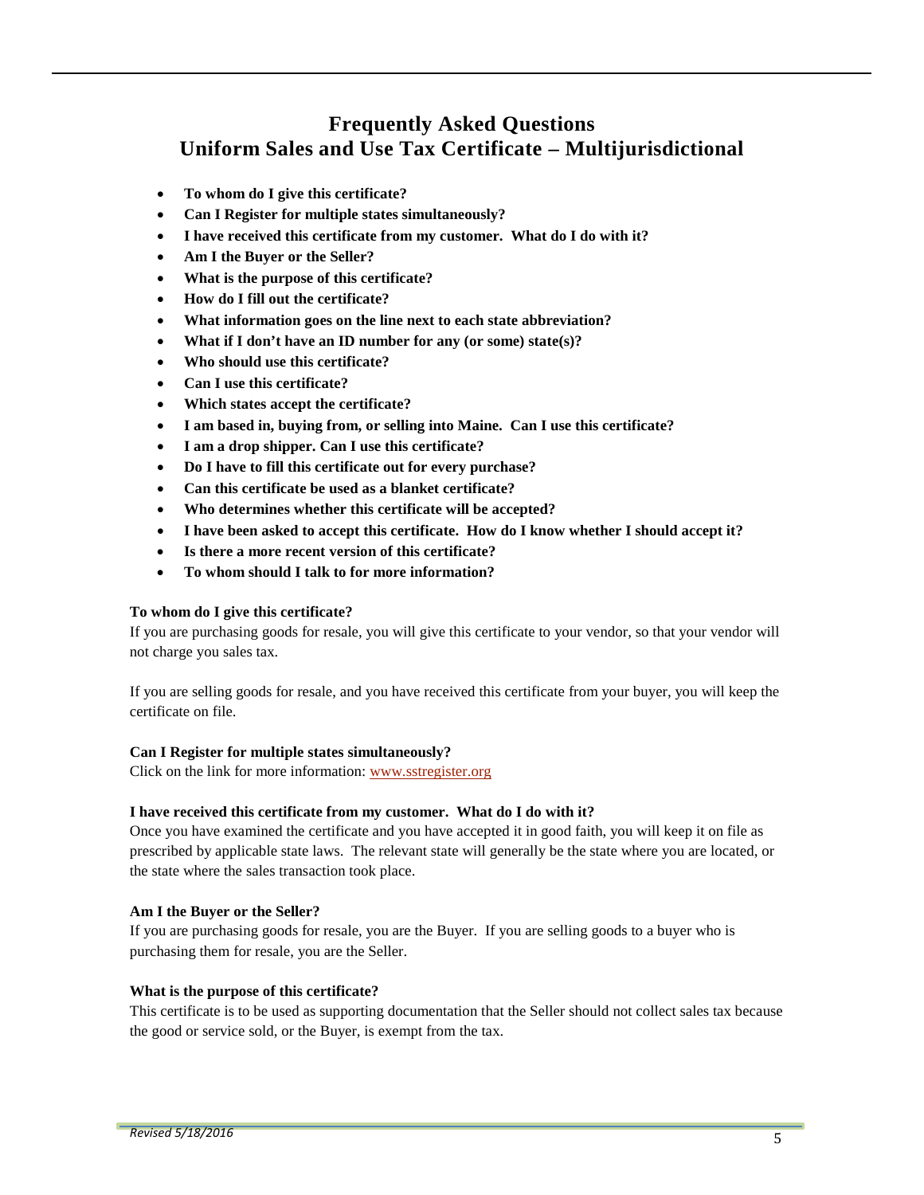# Frequently Asked Questions
# Uniform Sales and Use Tax Certificate – Multijurisdictional

- **To whom do I give this certificate?**
- **Can I Register for multiple states simultaneously?**
- **I have received this certificate from my customer. What do I do with it?**
- **Am I the Buyer or the Seller?**
- **What is the purpose of this certificate?**
- **How do I fill out the certificate?**
- **What information goes on the line next to each state abbreviation?**
- **What if I don't have an ID number for any (or some) state(s)?**
- **Who should use this certificate?**
- **Can I use this certificate?**
- **Which states accept the certificate?**
- **I am based in, buying from, or selling into Maine. Can I use this certificate?**
- **I am a drop shipper. Can I use this certificate?**
- **Do I have to fill this certificate out for every purchase?**
- **Can this certificate be used as a blanket certificate?**
- **Who determines whether this certificate will be accepted?**
- **I have been asked to accept this certificate. How do I know whether I should accept it?**
- **Is there a more recent version of this certificate?**
- **To whom should I talk to for more information?**

**To whom do I give this certificate?**

If you are purchasing goods for resale, you will give this certificate to your vendor, so that your vendor will not charge you sales tax.

If you are selling goods for resale, and you have received this certificate from your buyer, you will keep the certificate on file.

**Can I Register for multiple states simultaneously?**

Click on the link for more information: www.sstregister.org

**I have received this certificate from my customer. What do I do with it?**

Once you have examined the certificate and you have accepted it in good faith, you will keep it on file as prescribed by applicable state laws. The relevant state will generally be the state where you are located, or the state where the sales transaction took place.

**Am I the Buyer or the Seller?**

If you are purchasing goods for resale, you are the Buyer. If you are selling goods to a buyer who is purchasing them for resale, you are the Seller.

**What is the purpose of this certificate?**

This certificate is to be used as supporting documentation that the Seller should not collect sales tax because the good or service sold, or the Buyer, is exempt from the tax.

*Revised 5/18/2016*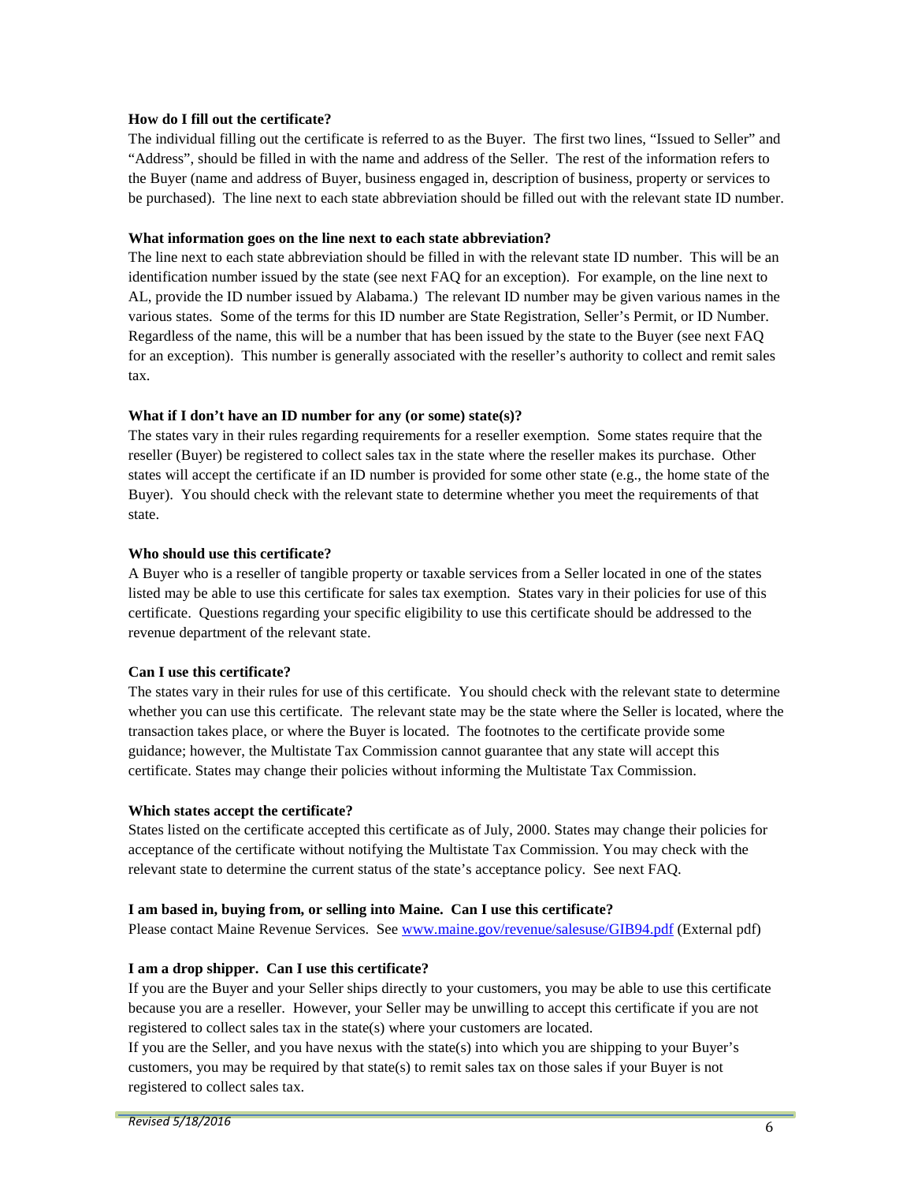**How do I fill out the certificate?**

The individual filling out the certificate is referred to as the Buyer. The first two lines, "Issued to Seller" and "Address", should be filled in with the name and address of the Seller. The rest of the information refers to the Buyer (name and address of Buyer, business engaged in, description of business, property or services to be purchased). The line next to each state abbreviation should be filled out with the relevant state ID number.

**What information goes on the line next to each state abbreviation?**

The line next to each state abbreviation should be filled in with the relevant state ID number. This will be an identification number issued by the state (see next FAQ for an exception). For example, on the line next to AL, provide the ID number issued by Alabama.) The relevant ID number may be given various names in the various states. Some of the terms for this ID number are State Registration, Seller's Permit, or ID Number. Regardless of the name, this will be a number that has been issued by the state to the Buyer (see next FAQ for an exception). This number is generally associated with the reseller's authority to collect and remit sales tax.

**What if I don't have an ID number for any (or some) state(s)?**

The states vary in their rules regarding requirements for a reseller exemption. Some states require that the reseller (Buyer) be registered to collect sales tax in the state where the reseller makes its purchase. Other states will accept the certificate if an ID number is provided for some other state (e.g., the home state of the Buyer). You should check with the relevant state to determine whether you meet the requirements of that state.

**Who should use this certificate?**

A Buyer who is a reseller of tangible property or taxable services from a Seller located in one of the states listed may be able to use this certificate for sales tax exemption. States vary in their policies for use of this certificate. Questions regarding your specific eligibility to use this certificate should be addressed to the revenue department of the relevant state.

**Can I use this certificate?**

The states vary in their rules for use of this certificate. You should check with the relevant state to determine whether you can use this certificate. The relevant state may be the state where the Seller is located, where the transaction takes place, or where the Buyer is located. The footnotes to the certificate provide some guidance; however, the Multistate Tax Commission cannot guarantee that any state will accept this certificate. States may change their policies without informing the Multistate Tax Commission.

**Which states accept the certificate?**

States listed on the certificate accepted this certificate as of July, 2000. States may change their policies for acceptance of the certificate without notifying the Multistate Tax Commission. You may check with the relevant state to determine the current status of the state's acceptance policy. See next FAQ.

**I am based in, buying from, or selling into Maine. Can I use this certificate?**

Please contact Maine Revenue Services. See www.maine.gov/revenue/salesuse/GIB94.pdf (External pdf)

**I am a drop shipper. Can I use this certificate?**

If you are the Buyer and your Seller ships directly to your customers, you may be able to use this certificate because you are a reseller. However, your Seller may be unwilling to accept this certificate if you are not registered to collect sales tax in the state(s) where your customers are located.

If you are the Seller, and you have nexus with the state(s) into which you are shipping to your Buyer's customers, you may be required by that state(s) to remit sales tax on those sales if your Buyer is not registered to collect sales tax.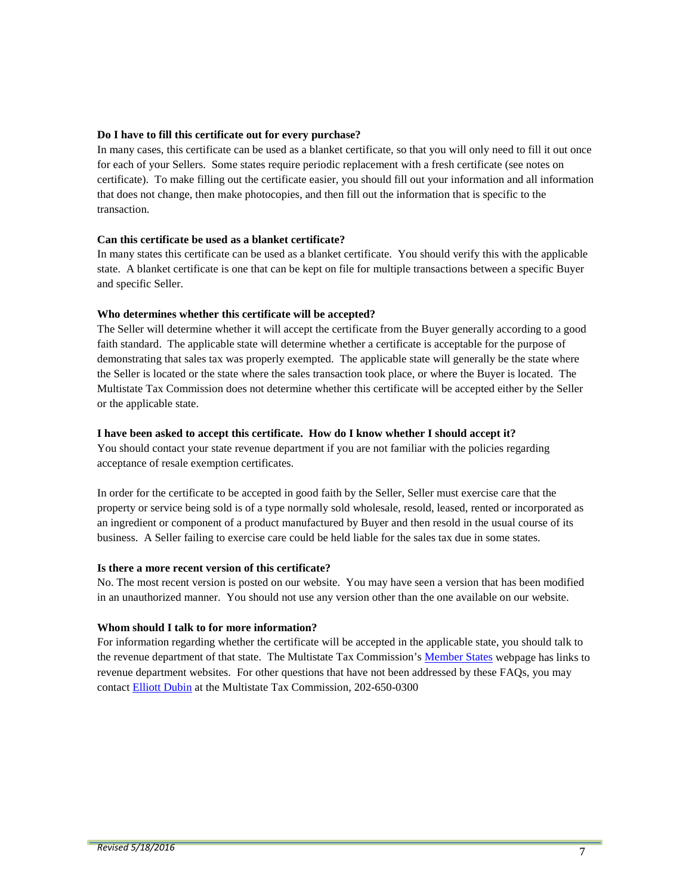**Do I have to fill this certificate out for every purchase?**

In many cases, this certificate can be used as a blanket certificate, so that you will only need to fill it out once for each of your Sellers. Some states require periodic replacement with a fresh certificate (see notes on certificate). To make filling out the certificate easier, you should fill out your information and all information that does not change, then make photocopies, and then fill out the information that is specific to the transaction.

**Can this certificate be used as a blanket certificate?**

In many states this certificate can be used as a blanket certificate. You should verify this with the applicable state. A blanket certificate is one that can be kept on file for multiple transactions between a specific Buyer and specific Seller.

**Who determines whether this certificate will be accepted?**

The Seller will determine whether it will accept the certificate from the Buyer generally according to a good faith standard. The applicable state will determine whether a certificate is acceptable for the purpose of demonstrating that sales tax was properly exempted. The applicable state will generally be the state where the Seller is located or the state where the sales transaction took place, or where the Buyer is located. The Multistate Tax Commission does not determine whether this certificate will be accepted either by the Seller or the applicable state.

**I have been asked to accept this certificate. How do I know whether I should accept it?**

You should contact your state revenue department if you are not familiar with the policies regarding acceptance of resale exemption certificates.

In order for the certificate to be accepted in good faith by the Seller, Seller must exercise care that the property or service being sold is of a type normally sold wholesale, resold, leased, rented or incorporated as an ingredient or component of a product manufactured by Buyer and then resold in the usual course of its business. A Seller failing to exercise care could be held liable for the sales tax due in some states.

**Is there a more recent version of this certificate?**

No. The most recent version is posted on our website. You may have seen a version that has been modified in an unauthorized manner. You should not use any version other than the one available on our website.

**Whom should I talk to for more information?**

For information regarding whether the certificate will be accepted in the applicable state, you should talk to the revenue department of that state. The Multistate Tax Commission's Member States webpage has links to revenue department websites. For other questions that have not been addressed by these FAQs, you may contact Elliott Dubin at the Multistate Tax Commission, 202-650-0300

*Revised 5/18/2016*